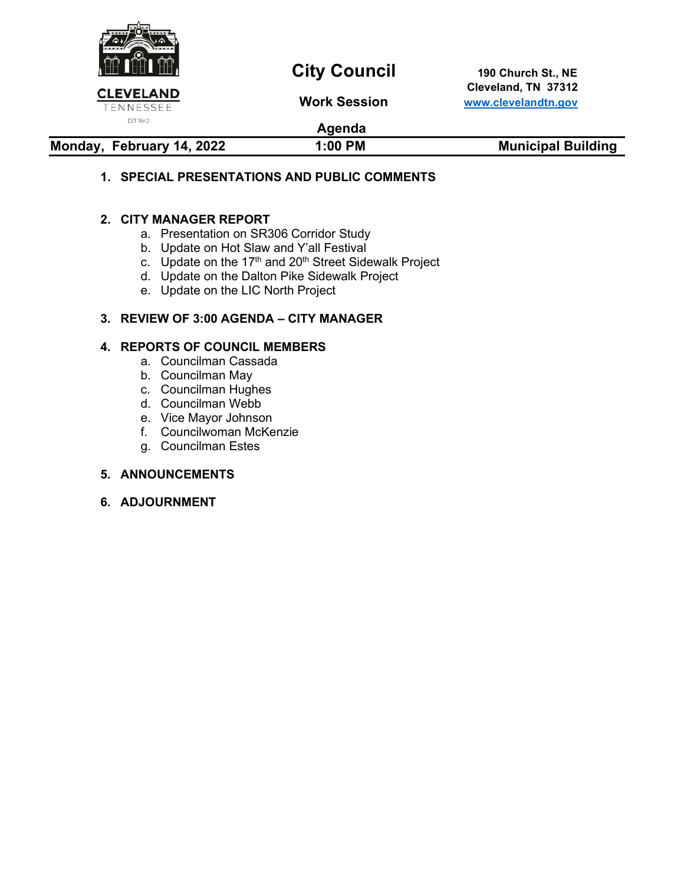CLEVELAND
TENNESSEE
EST. 1842

# City Council

**Work Session**

**Agenda**

**190 Church St., NE**
**Cleveland, TN 37312**
**www.clevelandtn.gov**

| **Monday, February 14, 2022** | **1:00 PM** | **Municipal Building** |
|---|---|---|

1. **SPECIAL PRESENTATIONS AND PUBLIC COMMENTS**

2. **CITY MANAGER REPORT**
   a. Presentation on SR306 Corridor Study
   b. Update on Hot Slaw and Y'all Festival
   c. Update on the 17th and 20th Street Sidewalk Project
   d. Update on the Dalton Pike Sidewalk Project
   e. Update on the LIC North Project

3. **REVIEW OF 3:00 AGENDA – CITY MANAGER**

4. **REPORTS OF COUNCIL MEMBERS**
   a. Councilman Cassada
   b. Councilman May
   c. Councilman Hughes
   d. Councilman Webb
   e. Vice Mayor Johnson
   f. Councilwoman McKenzie
   g. Councilman Estes

5. **ANNOUNCEMENTS**

6. **ADJOURNMENT**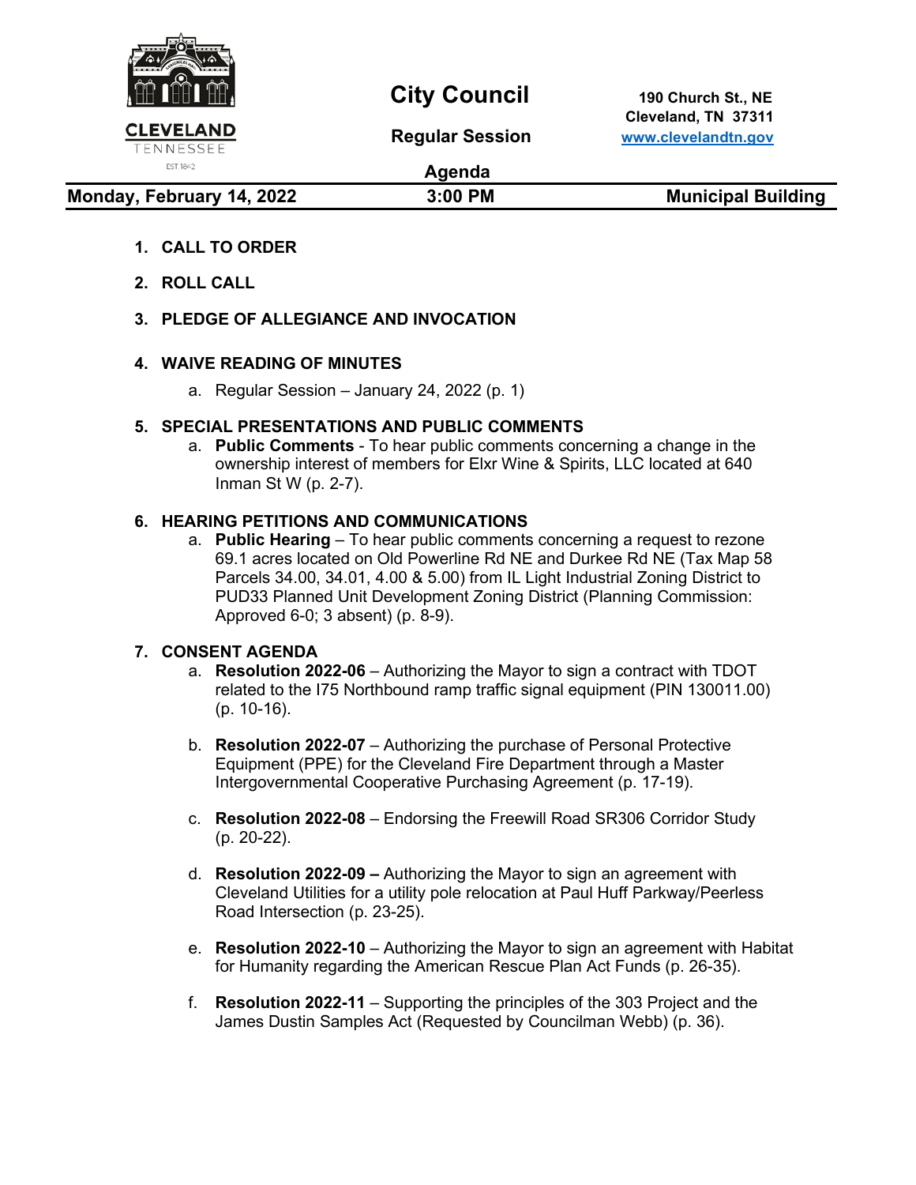CLEVELAND
TENNESSEE
EST 1842

# City Council

## Regular Session

## Agenda

190 Church St., NE
Cleveland, TN 37311
www.clevelandtn.gov

| Monday, February 14, 2022 | 3:00 PM | Municipal Building |
| --- | --- | --- |

1. **CALL TO ORDER**
2. **ROLL CALL**
3. **PLEDGE OF ALLEGIANCE AND INVOCATION**
4. **WAIVE READING OF MINUTES**
   a. Regular Session – January 24, 2022 (p. 1)
5. **SPECIAL PRESENTATIONS AND PUBLIC COMMENTS**
   a. **Public Comments** - To hear public comments concerning a change in the ownership interest of members for Elxr Wine & Spirits, LLC located at 640 Inman St W (p. 2-7).
6. **HEARING PETITIONS AND COMMUNICATIONS**
   a. **Public Hearing** – To hear public comments concerning a request to rezone 69.1 acres located on Old Powerline Rd NE and Durkee Rd NE (Tax Map 58 Parcels 34.00, 34.01, 4.00 & 5.00) from IL Light Industrial Zoning District to PUD33 Planned Unit Development Zoning District (Planning Commission: Approved 6-0; 3 absent) (p. 8-9).
7. **CONSENT AGENDA**
   a. **Resolution 2022-06** – Authorizing the Mayor to sign a contract with TDOT related to the I75 Northbound ramp traffic signal equipment (PIN 130011.00) (p. 10-16).

   b. **Resolution 2022-07** – Authorizing the purchase of Personal Protective Equipment (PPE) for the Cleveland Fire Department through a Master Intergovernmental Cooperative Purchasing Agreement (p. 17-19).

   c. **Resolution 2022-08** – Endorsing the Freewill Road SR306 Corridor Study (p. 20-22).

   d. **Resolution 2022-09 –** Authorizing the Mayor to sign an agreement with Cleveland Utilities for a utility pole relocation at Paul Huff Parkway/Peerless Road Intersection (p. 23-25).

   e. **Resolution 2022-10** – Authorizing the Mayor to sign an agreement with Habitat for Humanity regarding the American Rescue Plan Act Funds (p. 26-35).

   f. **Resolution 2022-11** – Supporting the principles of the 303 Project and the James Dustin Samples Act (Requested by Councilman Webb) (p. 36).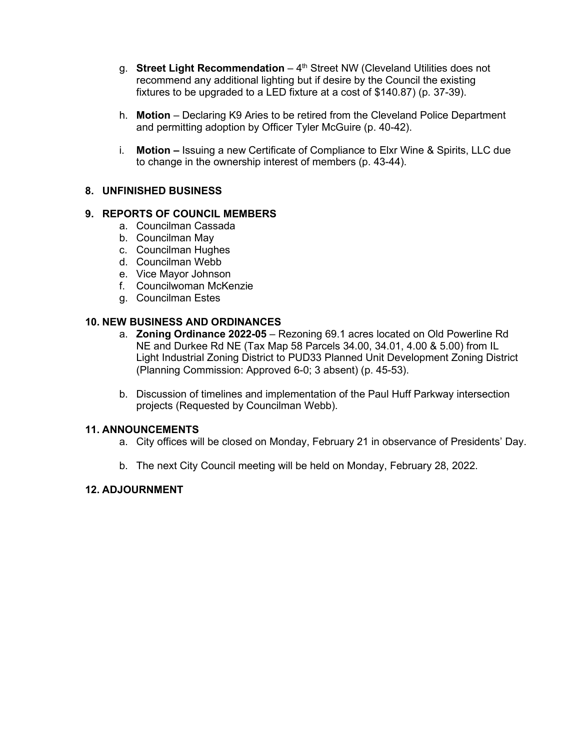g. **Street Light Recommendation** – 4th Street NW (Cleveland Utilities does not recommend any additional lighting but if desire by the Council the existing fixtures to be upgraded to a LED fixture at a cost of $140.87) (p. 37-39).

h. **Motion** – Declaring K9 Aries to be retired from the Cleveland Police Department and permitting adoption by Officer Tyler McGuire (p. 40-42).

i. **Motion –** Issuing a new Certificate of Compliance to Elxr Wine & Spirits, LLC due to change in the ownership interest of members (p. 43-44).

## 8. UNFINISHED BUSINESS

## 9. REPORTS OF COUNCIL MEMBERS

a. Councilman Cassada
b. Councilman May
c. Councilman Hughes
d. Councilman Webb
e. Vice Mayor Johnson
f. Councilwoman McKenzie
g. Councilman Estes

## 10. NEW BUSINESS AND ORDINANCES

a. **Zoning Ordinance 2022-05** – Rezoning 69.1 acres located on Old Powerline Rd NE and Durkee Rd NE (Tax Map 58 Parcels 34.00, 34.01, 4.00 & 5.00) from IL Light Industrial Zoning District to PUD33 Planned Unit Development Zoning District (Planning Commission: Approved 6-0; 3 absent) (p. 45-53).

b. Discussion of timelines and implementation of the Paul Huff Parkway intersection projects (Requested by Councilman Webb).

## 11. ANNOUNCEMENTS

a. City offices will be closed on Monday, February 21 in observance of Presidents' Day.

b. The next City Council meeting will be held on Monday, February 28, 2022.

## 12. ADJOURNMENT